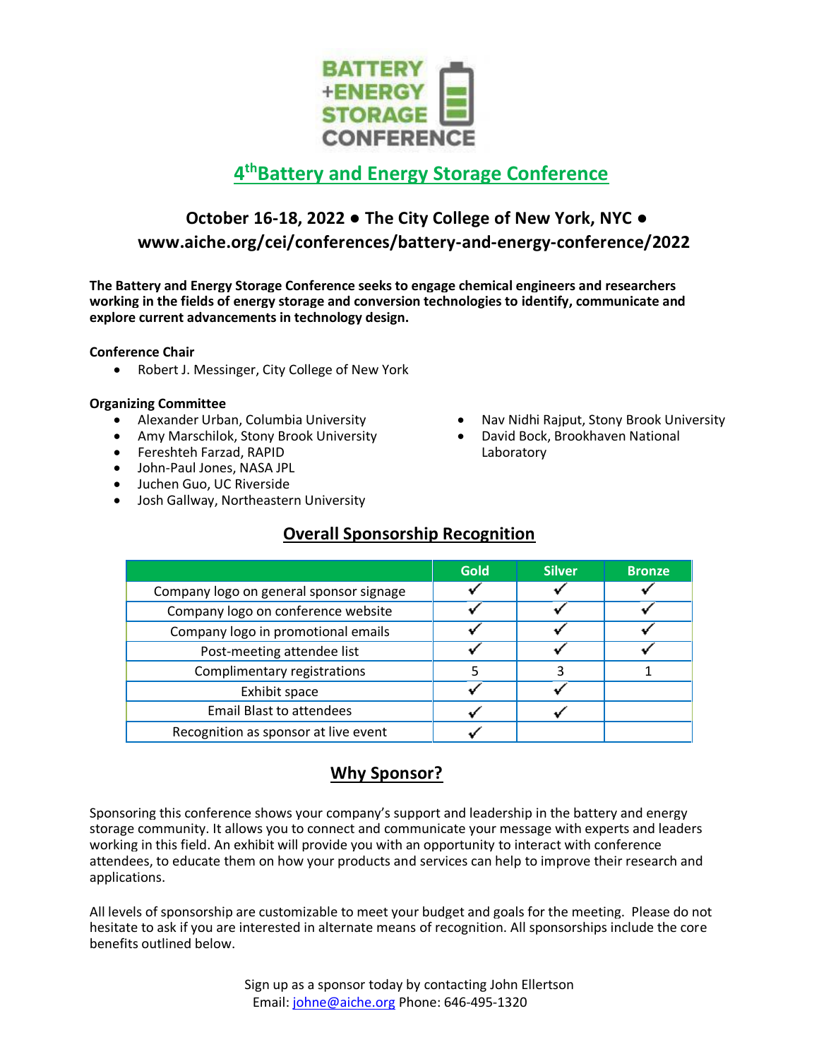BATTERY +ENERGY STORAGE CONFERENCE

# 4th Battery and Energy Storage Conference

## October 16-18, 2022 ● The City College of New York, NYC ● www.aiche.org/cei/conferences/battery-and-energy-conference/2022

**The Battery and Energy Storage Conference seeks to engage chemical engineers and researchers working in the fields of energy storage and conversion technologies to identify, communicate and explore current advancements in technology design.**

**Conference Chair**

- Robert J. Messinger, City College of New York

**Organizing Committee**

- Alexander Urban, Columbia University
- Amy Marschilok, Stony Brook University
- Fereshteh Farzad, RAPID
- John-Paul Jones, NASA JPL
- Juchen Guo, UC Riverside
- Josh Gallway, Northeastern University
- Nav Nidhi Rajput, Stony Brook University
- David Bock, Brookhaven National Laboratory

## Overall Sponsorship Recognition

| | Gold | Silver | Bronze |
|---|---|---|---|
| Company logo on general sponsor signage | ✓ | ✓ | ✓ |
| Company logo on conference website | ✓ | ✓ | ✓ |
| Company logo in promotional emails | ✓ | ✓ | ✓ |
| Post-meeting attendee list | ✓ | ✓ | ✓ |
| Complimentary registrations | 5 | 3 | 1 |
| Exhibit space | ✓ | ✓ | |
| Email Blast to attendees | ✓ | ✓ | |
| Recognition as sponsor at live event | ✓ | | |

## Why Sponsor?

Sponsoring this conference shows your company's support and leadership in the battery and energy storage community. It allows you to connect and communicate your message with experts and leaders working in this field. An exhibit will provide you with an opportunity to interact with conference attendees, to educate them on how your products and services can help to improve their research and applications.

All levels of sponsorship are customizable to meet your budget and goals for the meeting. Please do not hesitate to ask if you are interested in alternate means of recognition. All sponsorships include the core benefits outlined below.

Sign up as a sponsor today by contacting John Ellertson
Email: johne@aiche.org Phone: 646-495-1320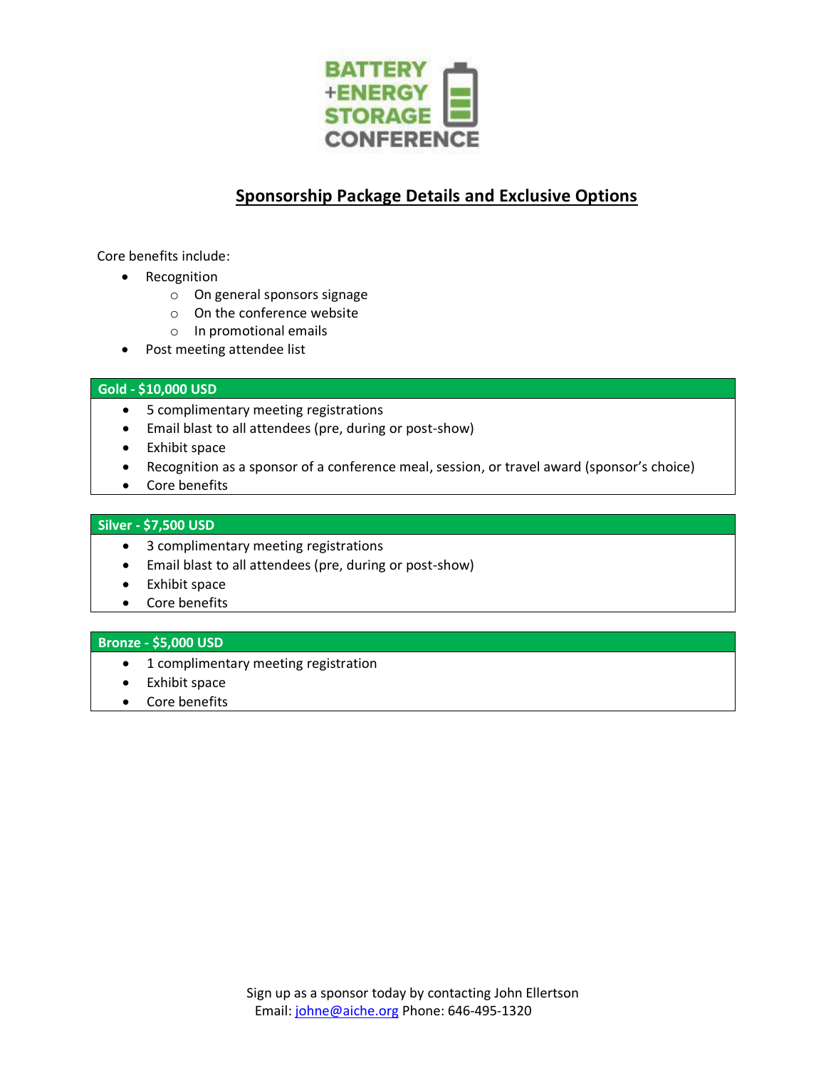BATTERY +ENERGY STORAGE CONFERENCE

## Sponsorship Package Details and Exclusive Options

Core benefits include:

- Recognition
  - On general sponsors signage
  - On the conference website
  - In promotional emails
- Post meeting attendee list

**Gold - $10,000 USD**

- 5 complimentary meeting registrations
- Email blast to all attendees (pre, during or post-show)
- Exhibit space
- Recognition as a sponsor of a conference meal, session, or travel award (sponsor's choice)
- Core benefits

**Silver - $7,500 USD**

- 3 complimentary meeting registrations
- Email blast to all attendees (pre, during or post-show)
- Exhibit space
- Core benefits

**Bronze - $5,000 USD**

- 1 complimentary meeting registration
- Exhibit space
- Core benefits

Sign up as a sponsor today by contacting John Ellertson
Email: johne@aiche.org Phone: 646-495-1320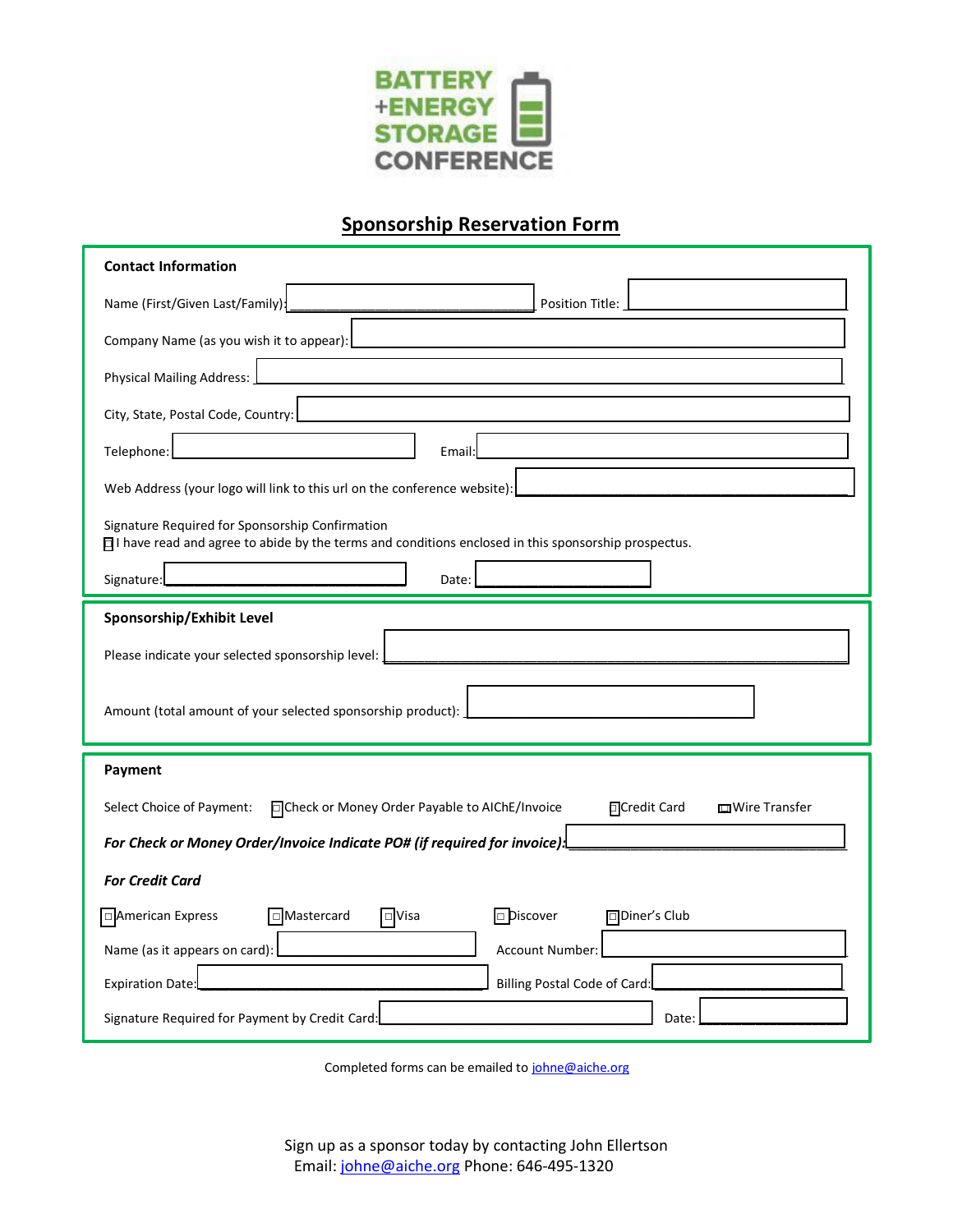BATTERY +ENERGY STORAGE CONFERENCE

# Sponsorship Reservation Form

## Contact Information

Name (First/Given Last/Family): ______________________ Position Title: ______________________

Company Name (as you wish it to appear): ______________________

Physical Mailing Address: ______________________

City, State, Postal Code, Country: ______________________

Telephone: ______________________ Email: ______________________

Web Address (your logo will link to this url on the conference website): ______________________

Signature Required for Sponsorship Confirmation

☐ I have read and agree to abide by the terms and conditions enclosed in this sponsorship prospectus.

Signature: ______________________ Date: ______________________

## Sponsorship/Exhibit Level

Please indicate your selected sponsorship level: ______________________

Amount (total amount of your selected sponsorship product): ______________________

## Payment

Select Choice of Payment: ☐ Check or Money Order Payable to AIChE/Invoice ☐ Credit Card ☐ Wire Transfer

***For Check or Money Order/Invoice Indicate PO# (if required for invoice):*** ______________________

***For Credit Card***

☐ American Express ☐ Mastercard ☐ Visa ☐ Discover ☐ Diner's Club

Name (as it appears on card): ______________________ Account Number: ______________________

Expiration Date: ______________________ Billing Postal Code of Card: ______________________

Signature Required for Payment by Credit Card: ______________________ Date: ______________________

Completed forms can be emailed to johne@aiche.org

Sign up as a sponsor today by contacting John Ellertson
Email: johne@aiche.org Phone: 646-495-1320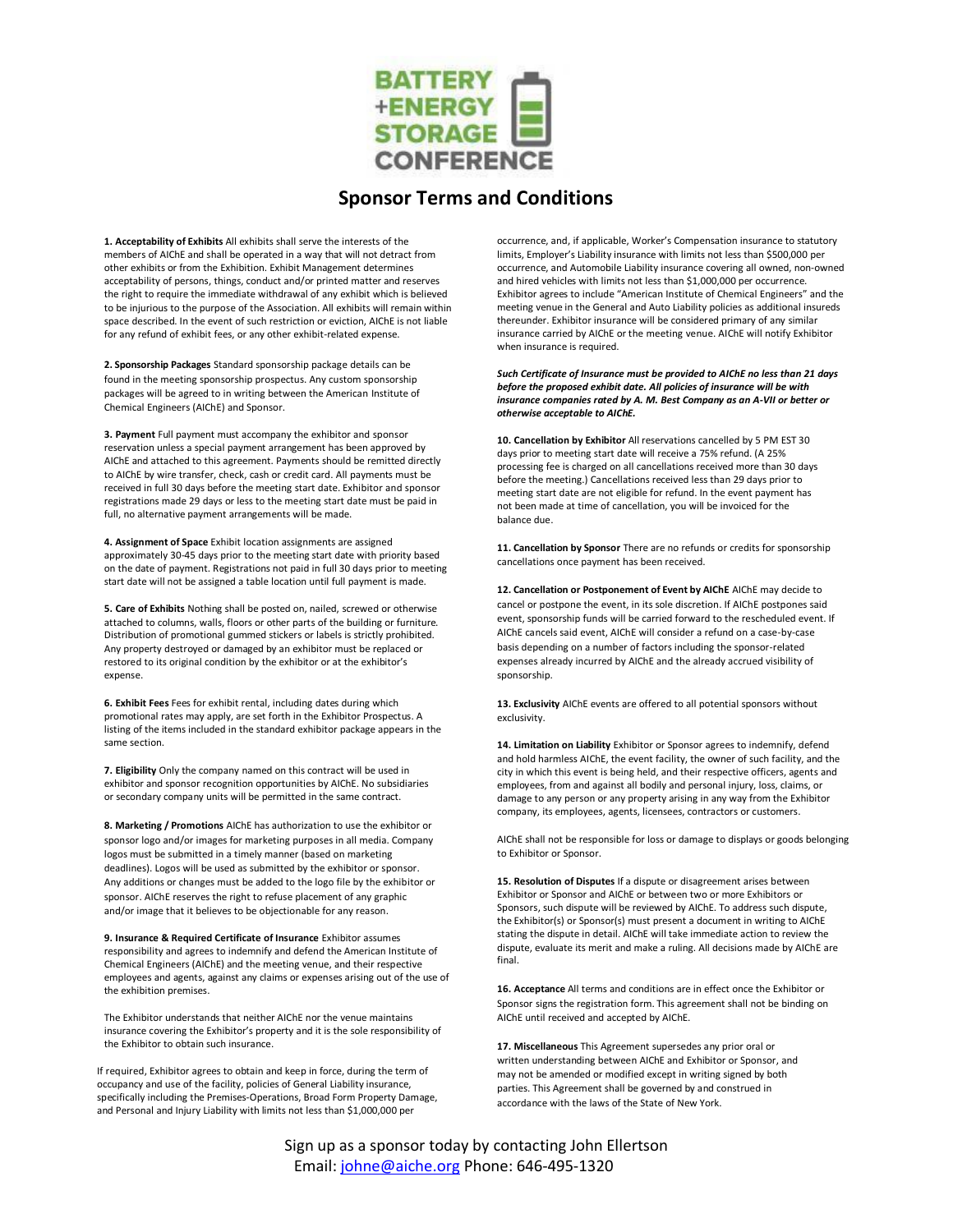BATTERY +ENERGY STORAGE CONFERENCE

# Sponsor Terms and Conditions

**1. Acceptability of Exhibits** All exhibits shall serve the interests of the members of AIChE and shall be operated in a way that will not detract from other exhibits or from the Exhibition. Exhibit Management determines acceptability of persons, things, conduct and/or printed matter and reserves the right to require the immediate withdrawal of any exhibit which is believed to be injurious to the purpose of the Association. All exhibits will remain within space described. In the event of such restriction or eviction, AIChE is not liable for any refund of exhibit fees, or any other exhibit-related expense.

**2. Sponsorship Packages** Standard sponsorship package details can be found in the meeting sponsorship prospectus. Any custom sponsorship packages will be agreed to in writing between the American Institute of Chemical Engineers (AIChE) and Sponsor.

**3. Payment** Full payment must accompany the exhibitor and sponsor reservation unless a special payment arrangement has been approved by AIChE and attached to this agreement. Payments should be remitted directly to AIChE by wire transfer, check, cash or credit card. All payments must be received in full 30 days before the meeting start date. Exhibitor and sponsor registrations made 29 days or less to the meeting start date must be paid in full, no alternative payment arrangements will be made.

**4. Assignment of Space** Exhibit location assignments are assigned approximately 30-45 days prior to the meeting start date with priority based on the date of payment. Registrations not paid in full 30 days prior to meeting start date will not be assigned a table location until full payment is made.

**5. Care of Exhibits** Nothing shall be posted on, nailed, screwed or otherwise attached to columns, walls, floors or other parts of the building or furniture. Distribution of promotional gummed stickers or labels is strictly prohibited. Any property destroyed or damaged by an exhibitor must be replaced or restored to its original condition by the exhibitor or at the exhibitor's expense.

**6. Exhibit Fees** Fees for exhibit rental, including dates during which promotional rates may apply, are set forth in the Exhibitor Prospectus. A listing of the items included in the standard exhibitor package appears in the same section.

**7. Eligibility** Only the company named on this contract will be used in exhibitor and sponsor recognition opportunities by AIChE. No subsidiaries or secondary company units will be permitted in the same contract.

**8. Marketing / Promotions** AIChE has authorization to use the exhibitor or sponsor logo and/or images for marketing purposes in all media. Company logos must be submitted in a timely manner (based on marketing deadlines). Logos will be used as submitted by the exhibitor or sponsor. Any additions or changes must be added to the logo file by the exhibitor or sponsor. AIChE reserves the right to refuse placement of any graphic and/or image that it believes to be objectionable for any reason.

**9. Insurance & Required Certificate of Insurance** Exhibitor assumes responsibility and agrees to indemnify and defend the American Institute of Chemical Engineers (AIChE) and the meeting venue, and their respective employees and agents, against any claims or expenses arising out of the use of the exhibition premises.

The Exhibitor understands that neither AIChE nor the venue maintains insurance covering the Exhibitor's property and it is the sole responsibility of the Exhibitor to obtain such insurance.

If required, Exhibitor agrees to obtain and keep in force, during the term of occupancy and use of the facility, policies of General Liability insurance, specifically including the Premises-Operations, Broad Form Property Damage, and Personal and Injury Liability with limits not less than $1,000,000 per occurrence, and, if applicable, Worker's Compensation insurance to statutory limits, Employer's Liability insurance with limits not less than $500,000 per occurrence, and Automobile Liability insurance covering all owned, non-owned and hired vehicles with limits not less than $1,000,000 per occurrence. Exhibitor agrees to include "American Institute of Chemical Engineers" and the meeting venue in the General and Auto Liability policies as additional insureds thereunder. Exhibitor insurance will be considered primary of any similar insurance carried by AIChE or the meeting venue. AIChE will notify Exhibitor when insurance is required.

***Such Certificate of Insurance must be provided to AIChE no less than 21 days before the proposed exhibit date. All policies of insurance will be with insurance companies rated by A. M. Best Company as an A-VII or better or otherwise acceptable to AIChE.***

**10. Cancellation by Exhibitor** All reservations cancelled by 5 PM EST 30 days prior to meeting start date will receive a 75% refund. (A 25% processing fee is charged on all cancellations received more than 30 days before the meeting.) Cancellations received less than 29 days prior to meeting start date are not eligible for refund. In the event payment has not been made at time of cancellation, you will be invoiced for the balance due.

**11. Cancellation by Sponsor** There are no refunds or credits for sponsorship cancellations once payment has been received.

**12. Cancellation or Postponement of Event by AIChE** AIChE may decide to cancel or postpone the event, in its sole discretion. If AIChE postpones said event, sponsorship funds will be carried forward to the rescheduled event. If AIChE cancels said event, AIChE will consider a refund on a case-by-case basis depending on a number of factors including the sponsor-related expenses already incurred by AIChE and the already accrued visibility of sponsorship.

**13. Exclusivity** AIChE events are offered to all potential sponsors without exclusivity.

**14. Limitation on Liability** Exhibitor or Sponsor agrees to indemnify, defend and hold harmless AIChE, the event facility, the owner of such facility, and the city in which this event is being held, and their respective officers, agents and employees, from and against all bodily and personal injury, loss, claims, or damage to any person or any property arising in any way from the Exhibitor company, its employees, agents, licensees, contractors or customers.

AIChE shall not be responsible for loss or damage to displays or goods belonging to Exhibitor or Sponsor.

**15. Resolution of Disputes** If a dispute or disagreement arises between Exhibitor or Sponsor and AIChE or between two or more Exhibitors or Sponsors, such dispute will be reviewed by AIChE. To address such dispute, the Exhibitor(s) or Sponsor(s) must present a document in writing to AIChE stating the dispute in detail. AIChE will take immediate action to review the dispute, evaluate its merit and make a ruling. All decisions made by AIChE are final.

**16. Acceptance** All terms and conditions are in effect once the Exhibitor or Sponsor signs the registration form. This agreement shall not be binding on AIChE until received and accepted by AIChE.

**17. Miscellaneous** This Agreement supersedes any prior oral or written understanding between AIChE and Exhibitor or Sponsor, and may not be amended or modified except in writing signed by both parties. This Agreement shall be governed by and construed in accordance with the laws of the State of New York.

Sign up as a sponsor today by contacting John Ellertson
Email: [johne@aiche.org](mailto:johne@aiche.org) Phone: 646-495-1320